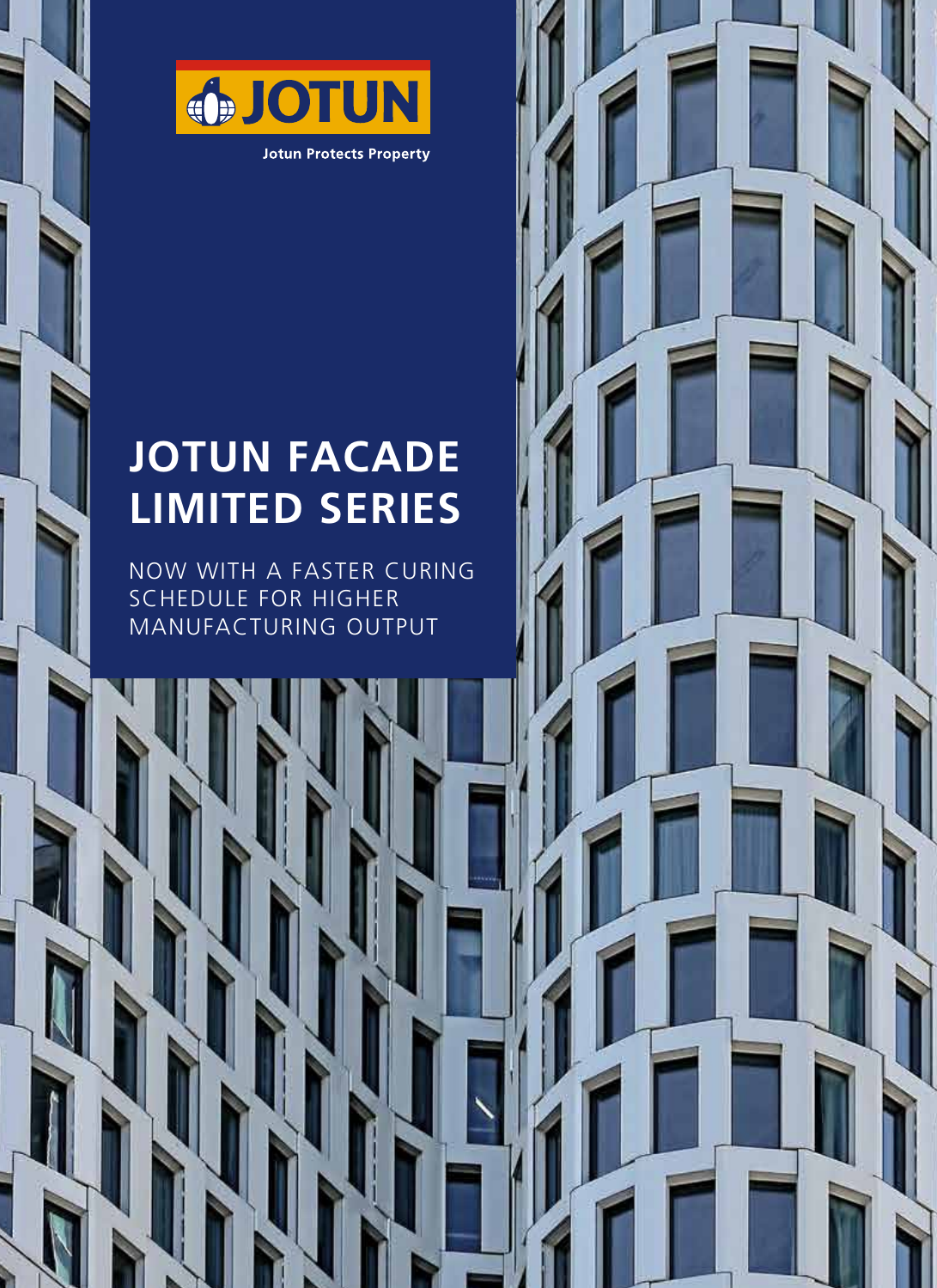JOTUN

Jotun Protects Property

# JOTUN FACADE LIMITED SERIES

NOW WITH A FASTER CURING SCHEDULE FOR HIGHER MANUFACTURING OUTPUT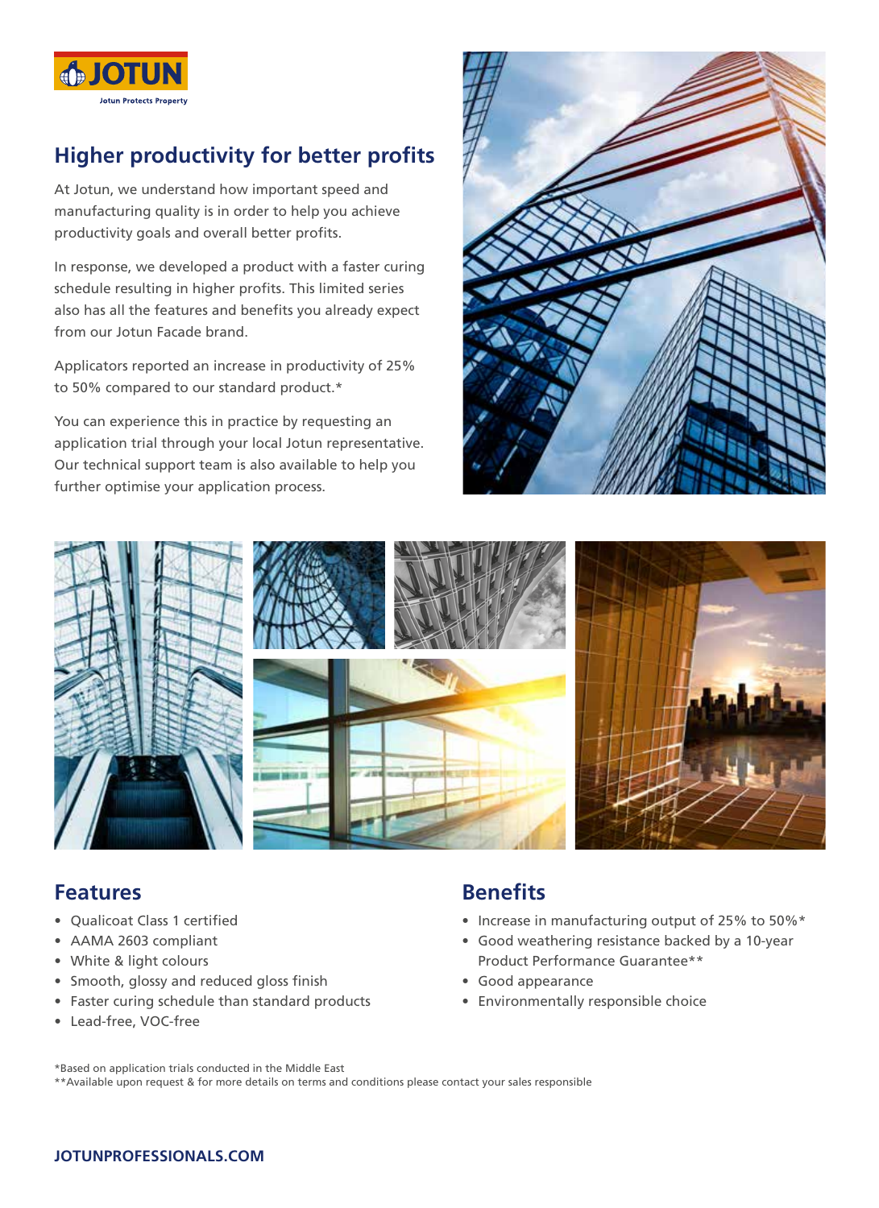JOTUN

Jotun Protects Property

## Higher productivity for better profits

At Jotun, we understand how important speed and manufacturing quality is in order to help you achieve productivity goals and overall better profits.

In response, we developed a product with a faster curing schedule resulting in higher profits. This limited series also has all the features and benefits you already expect from our Jotun Facade brand.

Applicators reported an increase in productivity of 25% to 50% compared to our standard product.*

You can experience this in practice by requesting an application trial through your local Jotun representative. Our technical support team is also available to help you further optimise your application process.

## Features

- Qualicoat Class 1 certified
- AAMA 2603 compliant
- White & light colours
- Smooth, glossy and reduced gloss finish
- Faster curing schedule than standard products
- Lead-free, VOC-free

## Benefits

- Increase in manufacturing output of 25% to 50%*
- Good weathering resistance backed by a 10-year Product Performance Guarantee**
- Good appearance
- Environmentally responsible choice

*Based on application trials conducted in the Middle East
**Available upon request & for more details on terms and conditions please contact your sales responsible

**JOTUNPROFESSIONALS.COM**